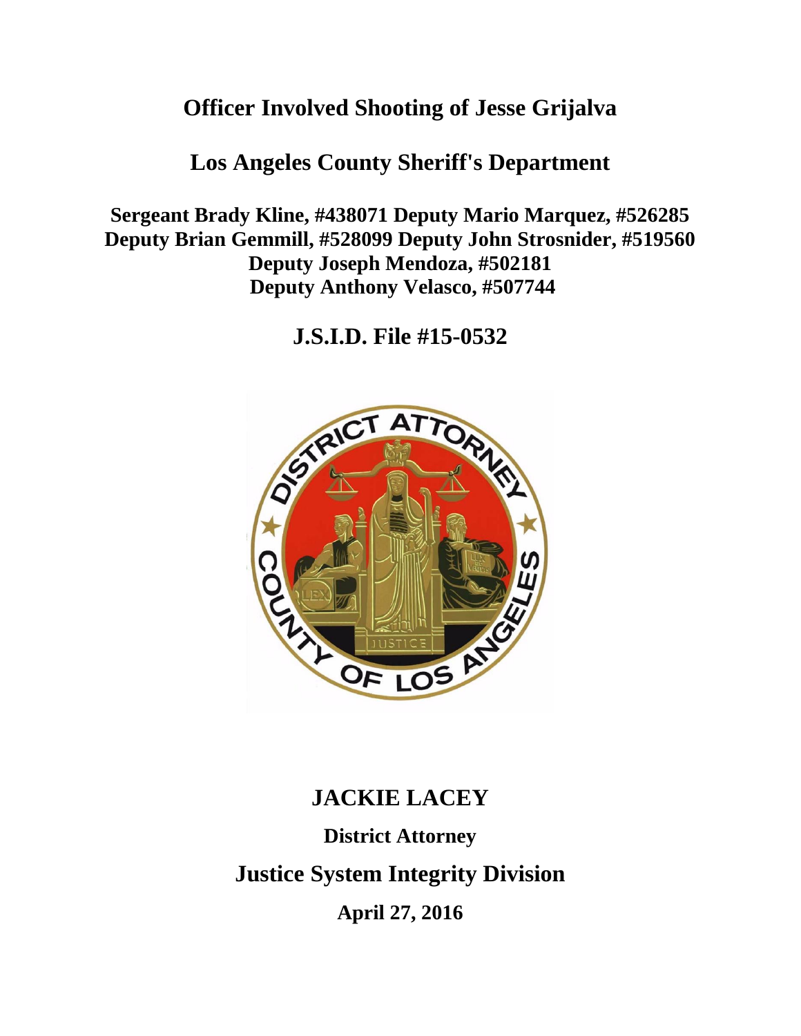# Officer Involved Shooting of Jesse Grijalva

## Los Angeles County Sheriff's Department

**Sergeant Brady Kline, #438071 Deputy Mario Marquez, #526285**
**Deputy Brian Gemmill, #528099 Deputy John Strosnider, #519560**
**Deputy Joseph Mendoza, #502181**
**Deputy Anthony Velasco, #507744**

## J.S.I.D. File #15-0532

## JACKIE LACEY

**District Attorney**

## Justice System Integrity Division

**April 27, 2016**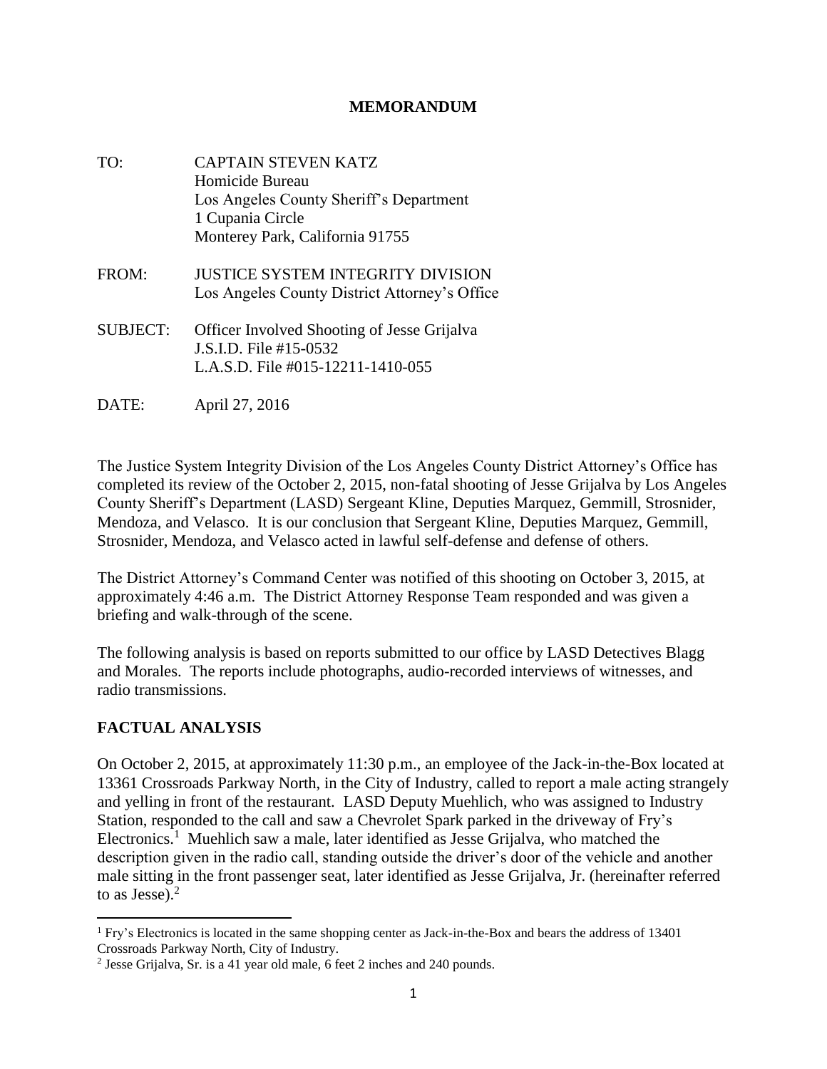**MEMORANDUM**

TO: CAPTAIN STEVEN KATZ
Homicide Bureau
Los Angeles County Sheriff's Department
1 Cupania Circle
Monterey Park, California 91755

FROM: JUSTICE SYSTEM INTEGRITY DIVISION
Los Angeles County District Attorney's Office

SUBJECT: Officer Involved Shooting of Jesse Grijalva
J.S.I.D. File #15-0532
L.A.S.D. File #015-12211-1410-055

DATE: April 27, 2016

The Justice System Integrity Division of the Los Angeles County District Attorney's Office has completed its review of the October 2, 2015, non-fatal shooting of Jesse Grijalva by Los Angeles County Sheriff's Department (LASD) Sergeant Kline, Deputies Marquez, Gemmill, Strosnider, Mendoza, and Velasco. It is our conclusion that Sergeant Kline, Deputies Marquez, Gemmill, Strosnider, Mendoza, and Velasco acted in lawful self-defense and defense of others.

The District Attorney's Command Center was notified of this shooting on October 3, 2015, at approximately 4:46 a.m. The District Attorney Response Team responded and was given a briefing and walk-through of the scene.

The following analysis is based on reports submitted to our office by LASD Detectives Blagg and Morales. The reports include photographs, audio-recorded interviews of witnesses, and radio transmissions.

## FACTUAL ANALYSIS

On October 2, 2015, at approximately 11:30 p.m., an employee of the Jack-in-the-Box located at 13361 Crossroads Parkway North, in the City of Industry, called to report a male acting strangely and yelling in front of the restaurant. LASD Deputy Muehlich, who was assigned to Industry Station, responded to the call and saw a Chevrolet Spark parked in the driveway of Fry's Electronics.[1] Muehlich saw a male, later identified as Jesse Grijalva, who matched the description given in the radio call, standing outside the driver's door of the vehicle and another male sitting in the front passenger seat, later identified as Jesse Grijalva, Jr. (hereinafter referred to as Jesse).[2]

[1] Fry's Electronics is located in the same shopping center as Jack-in-the-Box and bears the address of 13401 Crossroads Parkway North, City of Industry.

[2] Jesse Grijalva, Sr. is a 41 year old male, 6 feet 2 inches and 240 pounds.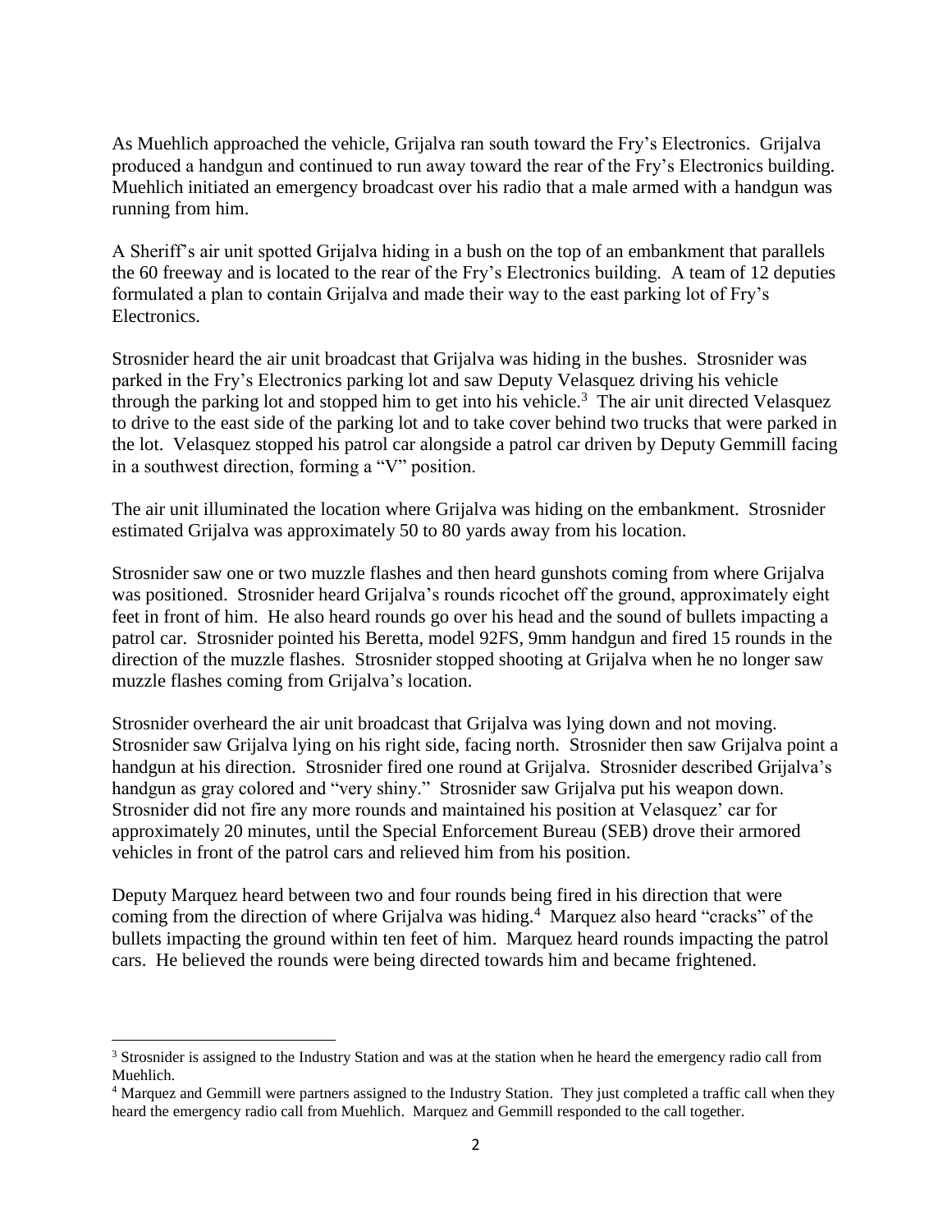As Muehlich approached the vehicle, Grijalva ran south toward the Fry's Electronics. Grijalva produced a handgun and continued to run away toward the rear of the Fry's Electronics building. Muehlich initiated an emergency broadcast over his radio that a male armed with a handgun was running from him.

A Sheriff's air unit spotted Grijalva hiding in a bush on the top of an embankment that parallels the 60 freeway and is located to the rear of the Fry's Electronics building. A team of 12 deputies formulated a plan to contain Grijalva and made their way to the east parking lot of Fry's Electronics.

Strosnider heard the air unit broadcast that Grijalva was hiding in the bushes. Strosnider was parked in the Fry's Electronics parking lot and saw Deputy Velasquez driving his vehicle through the parking lot and stopped him to get into his vehicle.[3] The air unit directed Velasquez to drive to the east side of the parking lot and to take cover behind two trucks that were parked in the lot. Velasquez stopped his patrol car alongside a patrol car driven by Deputy Gemmill facing in a southwest direction, forming a "V" position.

The air unit illuminated the location where Grijalva was hiding on the embankment. Strosnider estimated Grijalva was approximately 50 to 80 yards away from his location.

Strosnider saw one or two muzzle flashes and then heard gunshots coming from where Grijalva was positioned. Strosnider heard Grijalva's rounds ricochet off the ground, approximately eight feet in front of him. He also heard rounds go over his head and the sound of bullets impacting a patrol car. Strosnider pointed his Beretta, model 92FS, 9mm handgun and fired 15 rounds in the direction of the muzzle flashes. Strosnider stopped shooting at Grijalva when he no longer saw muzzle flashes coming from Grijalva's location.

Strosnider overheard the air unit broadcast that Grijalva was lying down and not moving. Strosnider saw Grijalva lying on his right side, facing north. Strosnider then saw Grijalva point a handgun at his direction. Strosnider fired one round at Grijalva. Strosnider described Grijalva's handgun as gray colored and "very shiny." Strosnider saw Grijalva put his weapon down. Strosnider did not fire any more rounds and maintained his position at Velasquez' car for approximately 20 minutes, until the Special Enforcement Bureau (SEB) drove their armored vehicles in front of the patrol cars and relieved him from his position.

Deputy Marquez heard between two and four rounds being fired in his direction that were coming from the direction of where Grijalva was hiding.[4] Marquez also heard "cracks" of the bullets impacting the ground within ten feet of him. Marquez heard rounds impacting the patrol cars. He believed the rounds were being directed towards him and became frightened.

---

[3] Strosnider is assigned to the Industry Station and was at the station when he heard the emergency radio call from Muehlich.

[4] Marquez and Gemmill were partners assigned to the Industry Station. They just completed a traffic call when they heard the emergency radio call from Muehlich. Marquez and Gemmill responded to the call together.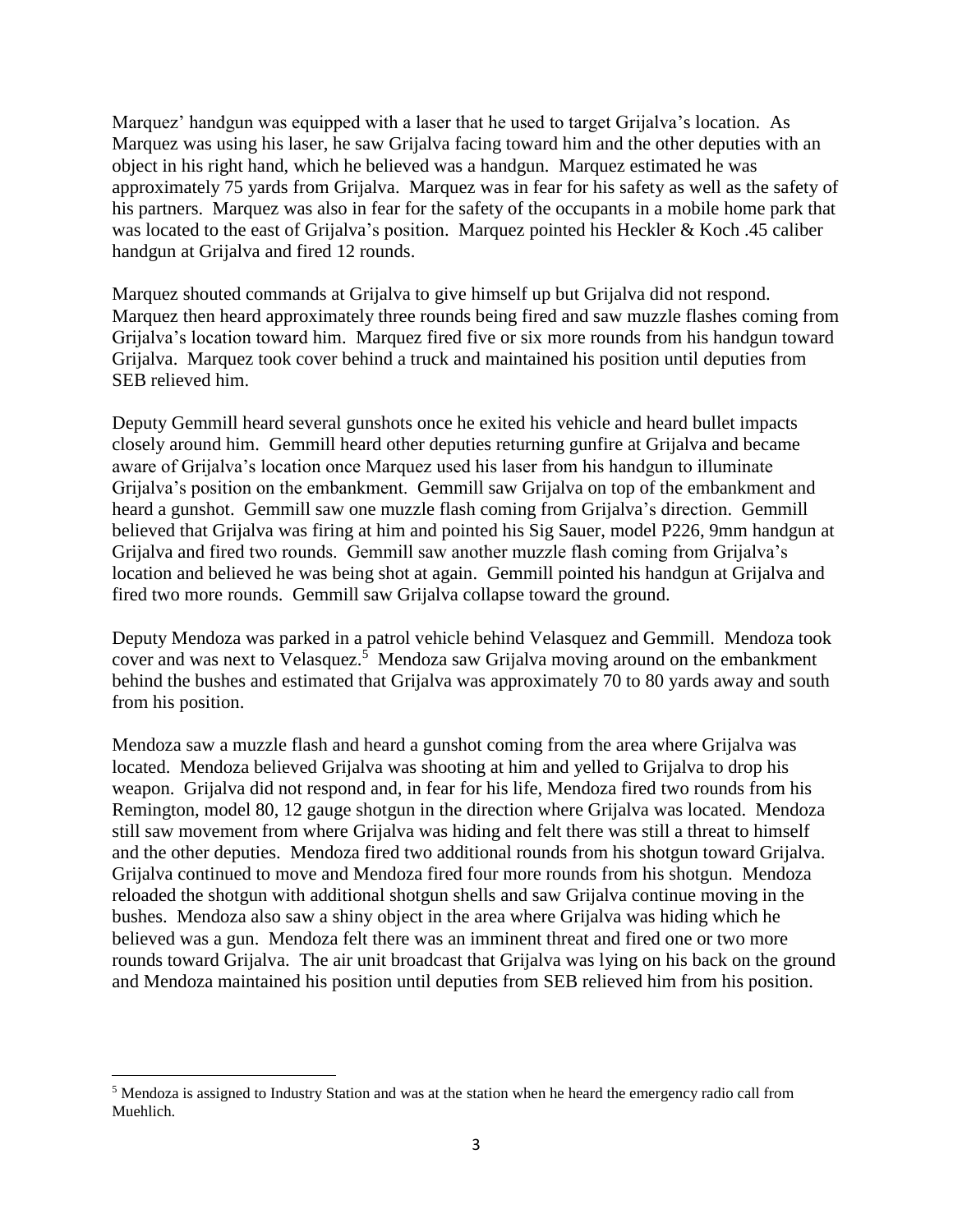Marquez' handgun was equipped with a laser that he used to target Grijalva's location. As Marquez was using his laser, he saw Grijalva facing toward him and the other deputies with an object in his right hand, which he believed was a handgun. Marquez estimated he was approximately 75 yards from Grijalva. Marquez was in fear for his safety as well as the safety of his partners. Marquez was also in fear for the safety of the occupants in a mobile home park that was located to the east of Grijalva's position. Marquez pointed his Heckler & Koch .45 caliber handgun at Grijalva and fired 12 rounds.

Marquez shouted commands at Grijalva to give himself up but Grijalva did not respond. Marquez then heard approximately three rounds being fired and saw muzzle flashes coming from Grijalva's location toward him. Marquez fired five or six more rounds from his handgun toward Grijalva. Marquez took cover behind a truck and maintained his position until deputies from SEB relieved him.

Deputy Gemmill heard several gunshots once he exited his vehicle and heard bullet impacts closely around him. Gemmill heard other deputies returning gunfire at Grijalva and became aware of Grijalva's location once Marquez used his laser from his handgun to illuminate Grijalva's position on the embankment. Gemmill saw Grijalva on top of the embankment and heard a gunshot. Gemmill saw one muzzle flash coming from Grijalva's direction. Gemmill believed that Grijalva was firing at him and pointed his Sig Sauer, model P226, 9mm handgun at Grijalva and fired two rounds. Gemmill saw another muzzle flash coming from Grijalva's location and believed he was being shot at again. Gemmill pointed his handgun at Grijalva and fired two more rounds. Gemmill saw Grijalva collapse toward the ground.

Deputy Mendoza was parked in a patrol vehicle behind Velasquez and Gemmill. Mendoza took cover and was next to Velasquez.[5] Mendoza saw Grijalva moving around on the embankment behind the bushes and estimated that Grijalva was approximately 70 to 80 yards away and south from his position.

Mendoza saw a muzzle flash and heard a gunshot coming from the area where Grijalva was located. Mendoza believed Grijalva was shooting at him and yelled to Grijalva to drop his weapon. Grijalva did not respond and, in fear for his life, Mendoza fired two rounds from his Remington, model 80, 12 gauge shotgun in the direction where Grijalva was located. Mendoza still saw movement from where Grijalva was hiding and felt there was still a threat to himself and the other deputies. Mendoza fired two additional rounds from his shotgun toward Grijalva. Grijalva continued to move and Mendoza fired four more rounds from his shotgun. Mendoza reloaded the shotgun with additional shotgun shells and saw Grijalva continue moving in the bushes. Mendoza also saw a shiny object in the area where Grijalva was hiding which he believed was a gun. Mendoza felt there was an imminent threat and fired one or two more rounds toward Grijalva. The air unit broadcast that Grijalva was lying on his back on the ground and Mendoza maintained his position until deputies from SEB relieved him from his position.

[5] Mendoza is assigned to Industry Station and was at the station when he heard the emergency radio call from Muehlich.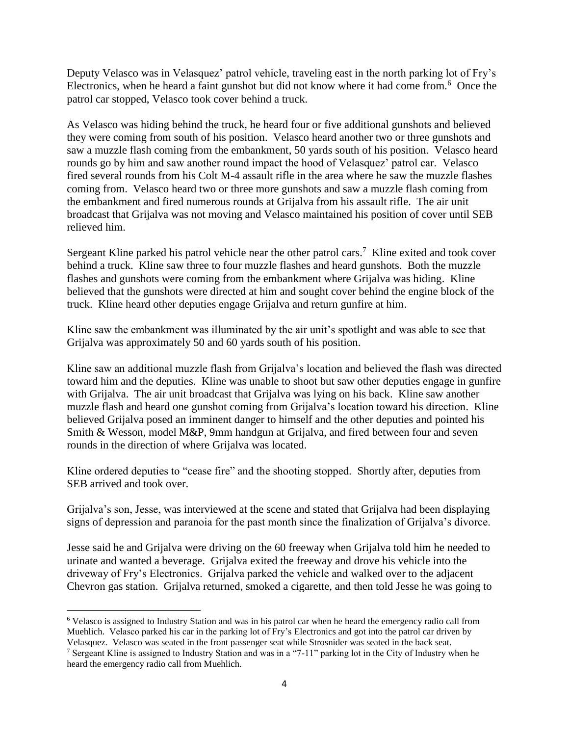Deputy Velasco was in Velasquez' patrol vehicle, traveling east in the north parking lot of Fry's Electronics, when he heard a faint gunshot but did not know where it had come from.[6] Once the patrol car stopped, Velasco took cover behind a truck.

As Velasco was hiding behind the truck, he heard four or five additional gunshots and believed they were coming from south of his position. Velasco heard another two or three gunshots and saw a muzzle flash coming from the embankment, 50 yards south of his position. Velasco heard rounds go by him and saw another round impact the hood of Velasquez' patrol car. Velasco fired several rounds from his Colt M-4 assault rifle in the area where he saw the muzzle flashes coming from. Velasco heard two or three more gunshots and saw a muzzle flash coming from the embankment and fired numerous rounds at Grijalva from his assault rifle. The air unit broadcast that Grijalva was not moving and Velasco maintained his position of cover until SEB relieved him.

Sergeant Kline parked his patrol vehicle near the other patrol cars.[7] Kline exited and took cover behind a truck. Kline saw three to four muzzle flashes and heard gunshots. Both the muzzle flashes and gunshots were coming from the embankment where Grijalva was hiding. Kline believed that the gunshots were directed at him and sought cover behind the engine block of the truck. Kline heard other deputies engage Grijalva and return gunfire at him.

Kline saw the embankment was illuminated by the air unit's spotlight and was able to see that Grijalva was approximately 50 and 60 yards south of his position.

Kline saw an additional muzzle flash from Grijalva's location and believed the flash was directed toward him and the deputies. Kline was unable to shoot but saw other deputies engage in gunfire with Grijalva. The air unit broadcast that Grijalva was lying on his back. Kline saw another muzzle flash and heard one gunshot coming from Grijalva's location toward his direction. Kline believed Grijalva posed an imminent danger to himself and the other deputies and pointed his Smith & Wesson, model M&P, 9mm handgun at Grijalva, and fired between four and seven rounds in the direction of where Grijalva was located.

Kline ordered deputies to "cease fire" and the shooting stopped. Shortly after, deputies from SEB arrived and took over.

Grijalva's son, Jesse, was interviewed at the scene and stated that Grijalva had been displaying signs of depression and paranoia for the past month since the finalization of Grijalva's divorce.

Jesse said he and Grijalva were driving on the 60 freeway when Grijalva told him he needed to urinate and wanted a beverage. Grijalva exited the freeway and drove his vehicle into the driveway of Fry's Electronics. Grijalva parked the vehicle and walked over to the adjacent Chevron gas station. Grijalva returned, smoked a cigarette, and then told Jesse he was going to

---

[6] Velasco is assigned to Industry Station and was in his patrol car when he heard the emergency radio call from Muehlich. Velasco parked his car in the parking lot of Fry's Electronics and got into the patrol car driven by Velasquez. Velasco was seated in the front passenger seat while Strosnider was seated in the back seat.

[7] Sergeant Kline is assigned to Industry Station and was in a "7-11" parking lot in the City of Industry when he heard the emergency radio call from Muehlich.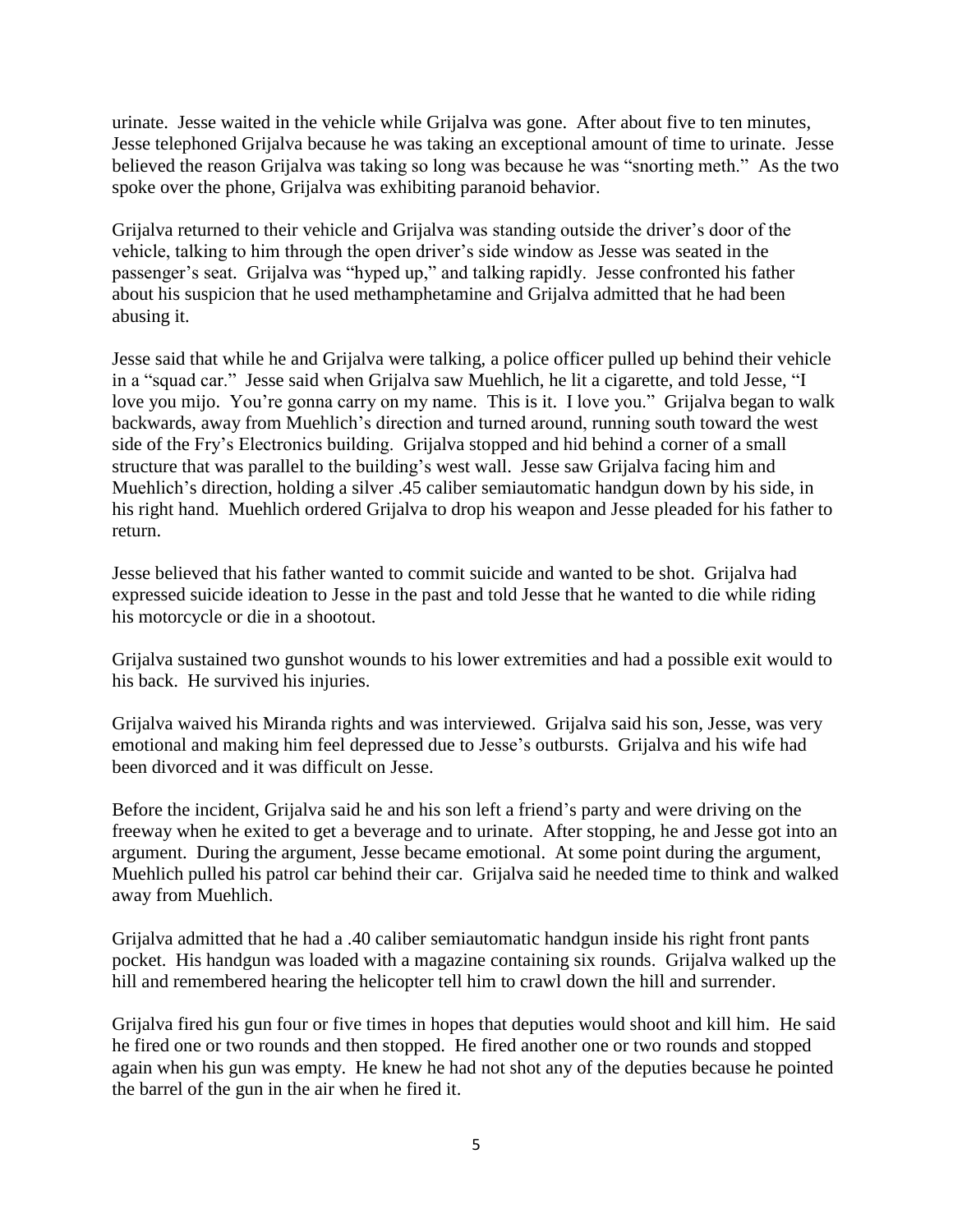urinate. Jesse waited in the vehicle while Grijalva was gone. After about five to ten minutes, Jesse telephoned Grijalva because he was taking an exceptional amount of time to urinate. Jesse believed the reason Grijalva was taking so long was because he was "snorting meth." As the two spoke over the phone, Grijalva was exhibiting paranoid behavior.

Grijalva returned to their vehicle and Grijalva was standing outside the driver's door of the vehicle, talking to him through the open driver's side window as Jesse was seated in the passenger's seat. Grijalva was "hyped up," and talking rapidly. Jesse confronted his father about his suspicion that he used methamphetamine and Grijalva admitted that he had been abusing it.

Jesse said that while he and Grijalva were talking, a police officer pulled up behind their vehicle in a "squad car." Jesse said when Grijalva saw Muehlich, he lit a cigarette, and told Jesse, "I love you mijo. You're gonna carry on my name. This is it. I love you." Grijalva began to walk backwards, away from Muehlich's direction and turned around, running south toward the west side of the Fry's Electronics building. Grijalva stopped and hid behind a corner of a small structure that was parallel to the building's west wall. Jesse saw Grijalva facing him and Muehlich's direction, holding a silver .45 caliber semiautomatic handgun down by his side, in his right hand. Muehlich ordered Grijalva to drop his weapon and Jesse pleaded for his father to return.

Jesse believed that his father wanted to commit suicide and wanted to be shot. Grijalva had expressed suicide ideation to Jesse in the past and told Jesse that he wanted to die while riding his motorcycle or die in a shootout.

Grijalva sustained two gunshot wounds to his lower extremities and had a possible exit would to his back. He survived his injuries.

Grijalva waived his Miranda rights and was interviewed. Grijalva said his son, Jesse, was very emotional and making him feel depressed due to Jesse's outbursts. Grijalva and his wife had been divorced and it was difficult on Jesse.

Before the incident, Grijalva said he and his son left a friend's party and were driving on the freeway when he exited to get a beverage and to urinate. After stopping, he and Jesse got into an argument. During the argument, Jesse became emotional. At some point during the argument, Muehlich pulled his patrol car behind their car. Grijalva said he needed time to think and walked away from Muehlich.

Grijalva admitted that he had a .40 caliber semiautomatic handgun inside his right front pants pocket. His handgun was loaded with a magazine containing six rounds. Grijalva walked up the hill and remembered hearing the helicopter tell him to crawl down the hill and surrender.

Grijalva fired his gun four or five times in hopes that deputies would shoot and kill him. He said he fired one or two rounds and then stopped. He fired another one or two rounds and stopped again when his gun was empty. He knew he had not shot any of the deputies because he pointed the barrel of the gun in the air when he fired it.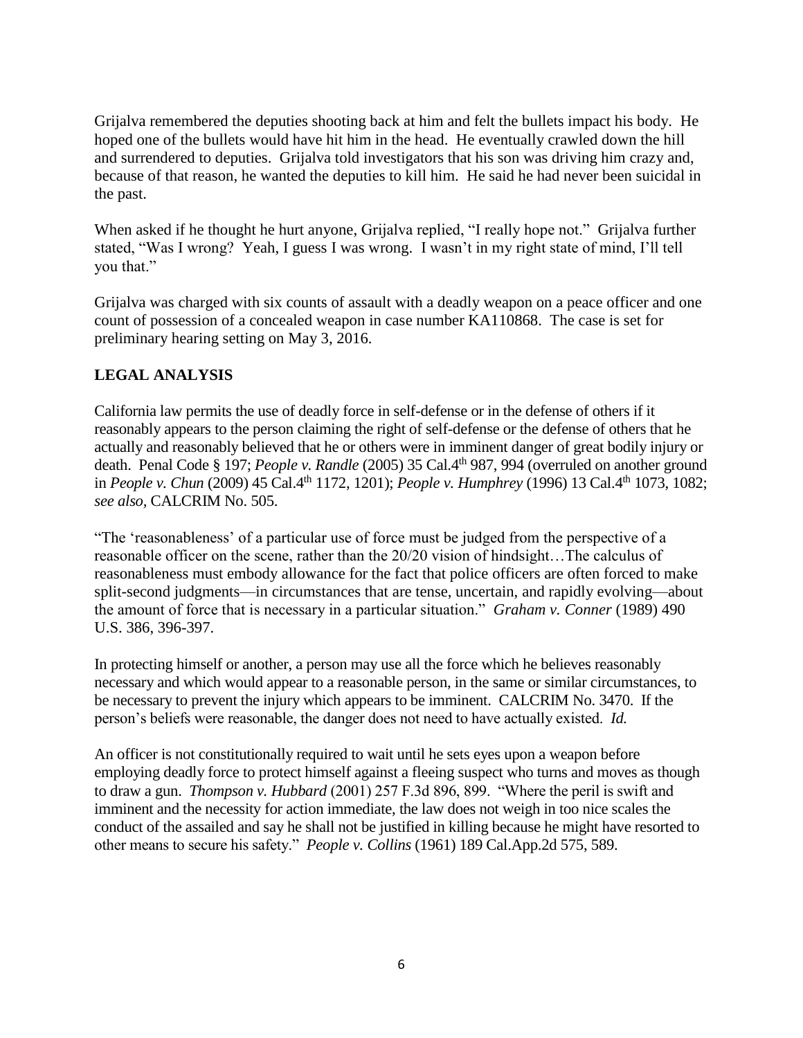Grijalva remembered the deputies shooting back at him and felt the bullets impact his body. He hoped one of the bullets would have hit him in the head. He eventually crawled down the hill and surrendered to deputies. Grijalva told investigators that his son was driving him crazy and, because of that reason, he wanted the deputies to kill him. He said he had never been suicidal in the past.

When asked if he thought he hurt anyone, Grijalva replied, "I really hope not." Grijalva further stated, "Was I wrong? Yeah, I guess I was wrong. I wasn't in my right state of mind, I'll tell you that."

Grijalva was charged with six counts of assault with a deadly weapon on a peace officer and one count of possession of a concealed weapon in case number KA110868. The case is set for preliminary hearing setting on May 3, 2016.

## LEGAL ANALYSIS

California law permits the use of deadly force in self-defense or in the defense of others if it reasonably appears to the person claiming the right of self-defense or the defense of others that he actually and reasonably believed that he or others were in imminent danger of great bodily injury or death. Penal Code § 197; *People v. Randle* (2005) 35 Cal.4th 987, 994 (overruled on another ground in *People v. Chun* (2009) 45 Cal.4th 1172, 1201); *People v. Humphrey* (1996) 13 Cal.4th 1073, 1082; *see also,* CALCRIM No. 505.

"The 'reasonableness' of a particular use of force must be judged from the perspective of a reasonable officer on the scene, rather than the 20/20 vision of hindsight…The calculus of reasonableness must embody allowance for the fact that police officers are often forced to make split-second judgments—in circumstances that are tense, uncertain, and rapidly evolving—about the amount of force that is necessary in a particular situation." *Graham v. Conner* (1989) 490 U.S. 386, 396-397.

In protecting himself or another, a person may use all the force which he believes reasonably necessary and which would appear to a reasonable person, in the same or similar circumstances, to be necessary to prevent the injury which appears to be imminent. CALCRIM No. 3470. If the person's beliefs were reasonable, the danger does not need to have actually existed. *Id.*

An officer is not constitutionally required to wait until he sets eyes upon a weapon before employing deadly force to protect himself against a fleeing suspect who turns and moves as though to draw a gun. *Thompson v. Hubbard* (2001) 257 F.3d 896, 899. "Where the peril is swift and imminent and the necessity for action immediate, the law does not weigh in too nice scales the conduct of the assailed and say he shall not be justified in killing because he might have resorted to other means to secure his safety." *People v. Collins* (1961) 189 Cal.App.2d 575, 589.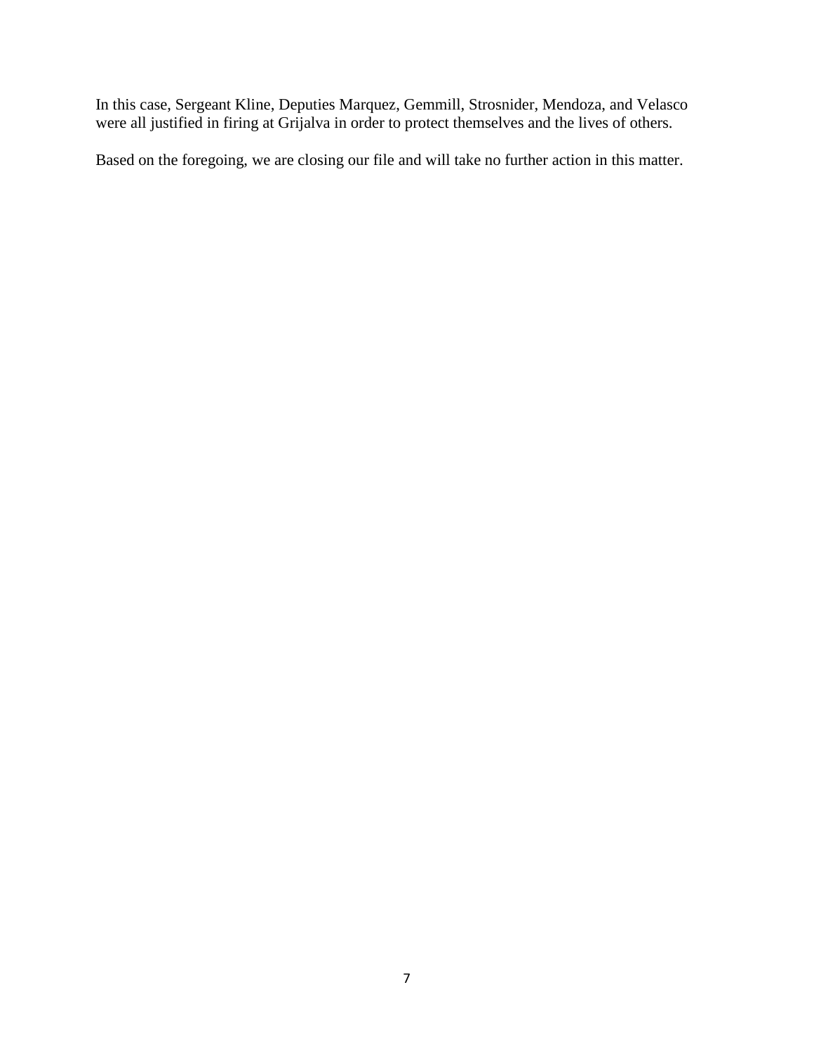In this case, Sergeant Kline, Deputies Marquez, Gemmill, Strosnider, Mendoza, and Velasco were all justified in firing at Grijalva in order to protect themselves and the lives of others.

Based on the foregoing, we are closing our file and will take no further action in this matter.